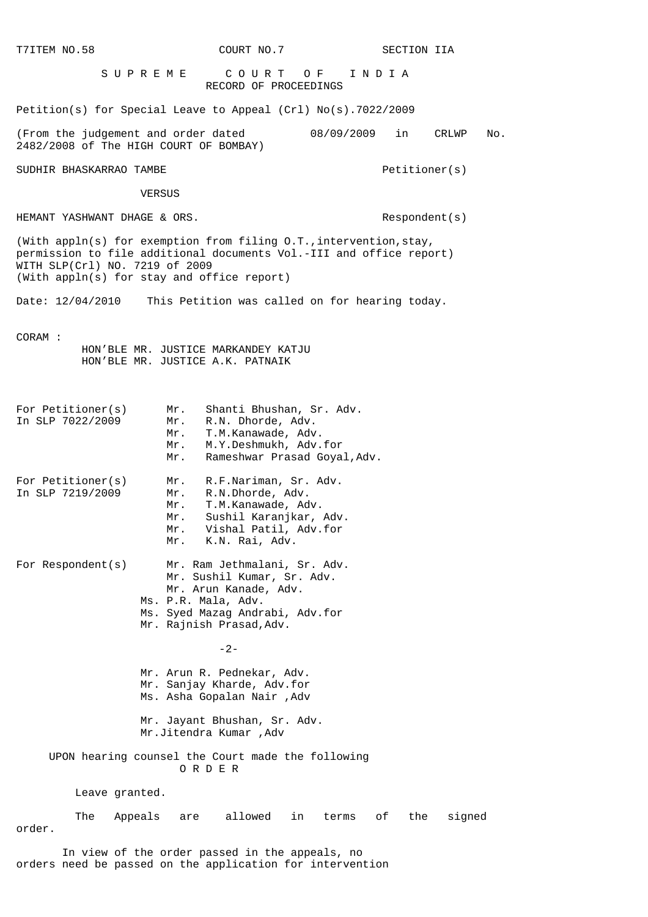T7ITEM NO.58 COURT NO.7 SECTION IIA

S U P R E M E C O U R T O F I N D I A
RECORD OF PROCEEDINGS

Petition(s) for Special Leave to Appeal (Crl) No(s).7022/2009

(From the judgement and order dated 08/09/2009 in CRLWP No. 2482/2008 of The HIGH COURT OF BOMBAY)

SUDHIR BHASKARRAO TAMBE Petitioner(s)

VERSUS

HEMANT YASHWANT DHAGE & ORS. Respondent(s)

(With appln(s) for exemption from filing O.T.,intervention,stay, permission to file additional documents Vol.-III and office report)
WITH SLP(Crl) NO. 7219 of 2009
(With appln(s) for stay and office report)

Date: 12/04/2010 This Petition was called on for hearing today.

CORAM :
HON'BLE MR. JUSTICE MARKANDEY KATJU
HON'BLE MR. JUSTICE A.K. PATNAIK

For Petitioner(s) In SLP 7022/2009
Mr. Shanti Bhushan, Sr. Adv.
Mr. R.N. Dhorde, Adv.
Mr. T.M.Kanawade, Adv.
Mr. M.Y.Deshmukh, Adv.for
Mr. Rameshwar Prasad Goyal,Adv.

For Petitioner(s) In SLP 7219/2009
Mr. R.F.Nariman, Sr. Adv.
Mr. R.N.Dhorde, Adv.
Mr. T.M.Kanawade, Adv.
Mr. Sushil Karanjkar, Adv.
Mr. Vishal Patil, Adv.for
Mr. K.N. Rai, Adv.

For Respondent(s)
Mr. Ram Jethmalani, Sr. Adv.
Mr. Sushil Kumar, Sr. Adv.
Mr. Arun Kanade, Adv.
Ms. P.R. Mala, Adv.
Ms. Syed Mazag Andrabi, Adv.for
Mr. Rajnish Prasad,Adv.

-2-

Mr. Arun R. Pednekar, Adv.
Mr. Sanjay Kharde, Adv.for
Ms. Asha Gopalan Nair ,Adv

Mr. Jayant Bhushan, Sr. Adv.
Mr.Jitendra Kumar ,Adv

UPON hearing counsel the Court made the following

O R D E R

Leave granted.

The Appeals are allowed in terms of the signed order.

In view of the order passed in the appeals, no orders need be passed on the application for intervention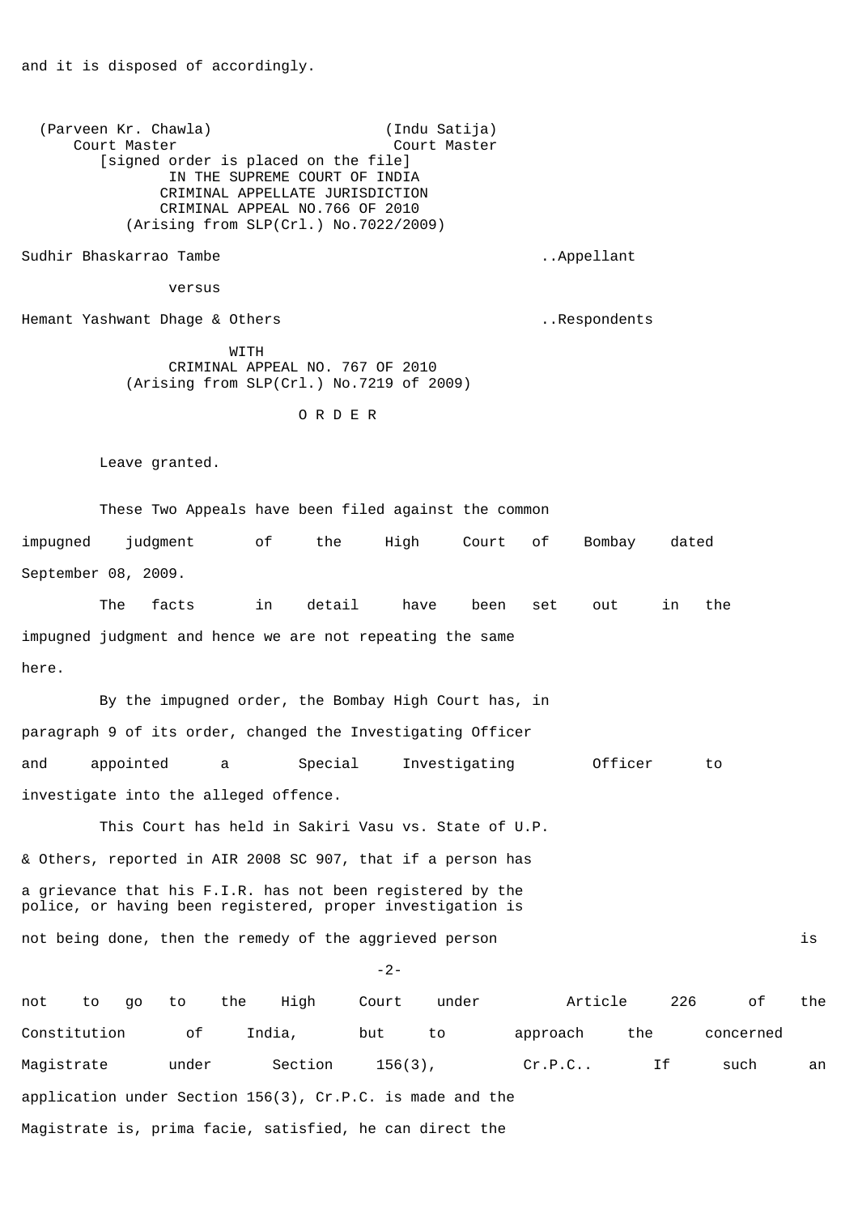and it is disposed of accordingly.

(Parveen Kr. Chawla) (Indu Satija)
Court Master Court Master

[signed order is placed on the file]

IN THE SUPREME COURT OF INDIA
CRIMINAL APPELLATE JURISDICTION
CRIMINAL APPEAL NO.766 OF 2010
(Arising from SLP(Crl.) No.7022/2009)

Sudhir Bhaskarrao Tambe ..Appellant

versus

Hemant Yashwant Dhage & Others ..Respondents

WITH
CRIMINAL APPEAL NO. 767 OF 2010
(Arising from SLP(Crl.) No.7219 of 2009)

O R D E R

Leave granted.

These Two Appeals have been filed against the common impugned judgment of the High Court of Bombay dated September 08, 2009.

The facts in detail have been set out in the impugned judgment and hence we are not repeating the same here.

By the impugned order, the Bombay High Court has, in paragraph 9 of its order, changed the Investigating Officer and appointed a Special Investigating Officer to investigate into the alleged offence.

This Court has held in Sakiri Vasu vs. State of U.P. & Others, reported in AIR 2008 SC 907, that if a person has a grievance that his F.I.R. has not been registered by the police, or having been registered, proper investigation is not being done, then the remedy of the aggrieved person is not to go to the High Court under Article 226 of the Constitution of India, but to approach the concerned Magistrate under Section 156(3), Cr.P.C.. If such an application under Section 156(3), Cr.P.C. is made and the Magistrate is, prima facie, satisfied, he can direct the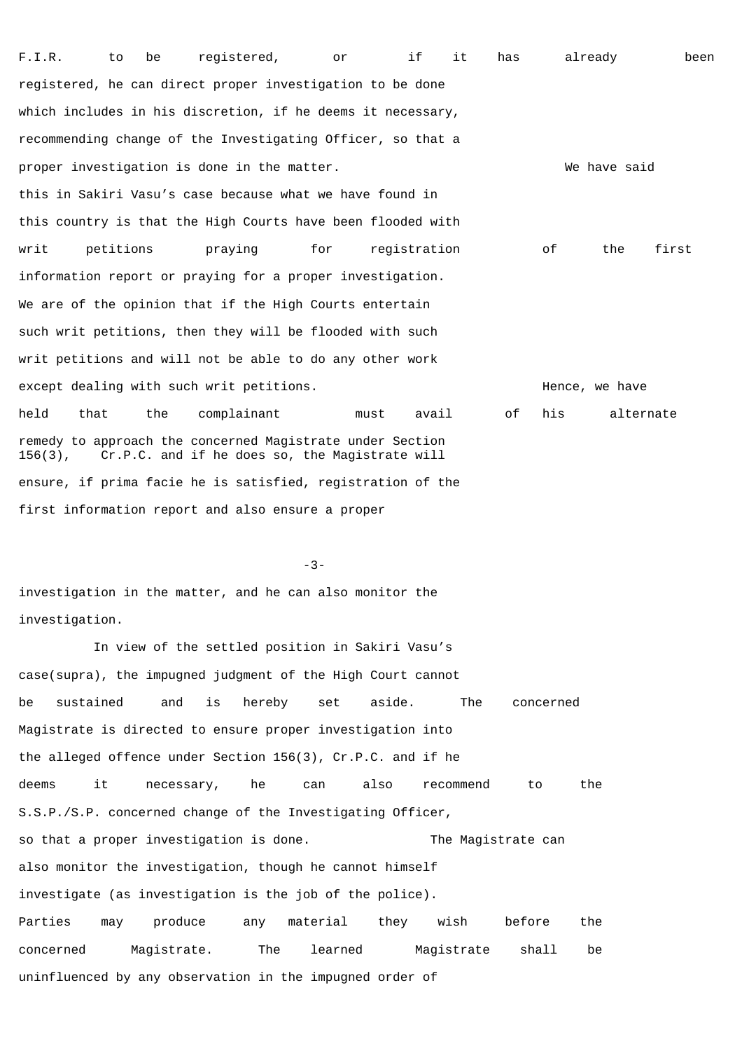F.I.R. to be registered, or if it has already been registered, he can direct proper investigation to be done which includes in his discretion, if he deems it necessary, recommending change of the Investigating Officer, so that a proper investigation is done in the matter. We have said this in Sakiri Vasu's case because what we have found in this country is that the High Courts have been flooded with writ petitions praying for registration of the first information report or praying for a proper investigation. We are of the opinion that if the High Courts entertain such writ petitions, then they will be flooded with such writ petitions and will not be able to do any other work except dealing with such writ petitions. Hence, we have held that the complainant must avail of his alternate remedy to approach the concerned Magistrate under Section 156(3), Cr.P.C. and if he does so, the Magistrate will ensure, if prima facie he is satisfied, registration of the first information report and also ensure a proper investigation in the matter, and he can also monitor the investigation.

In view of the settled position in Sakiri Vasu's case(supra), the impugned judgment of the High Court cannot be sustained and is hereby set aside. The concerned Magistrate is directed to ensure proper investigation into the alleged offence under Section 156(3), Cr.P.C. and if he deems it necessary, he can also recommend to the S.S.P./S.P. concerned change of the Investigating Officer, so that a proper investigation is done. The Magistrate can also monitor the investigation, though he cannot himself investigate (as investigation is the job of the police). Parties may produce any material they wish before the concerned Magistrate. The learned Magistrate shall be uninfluenced by any observation in the impugned order of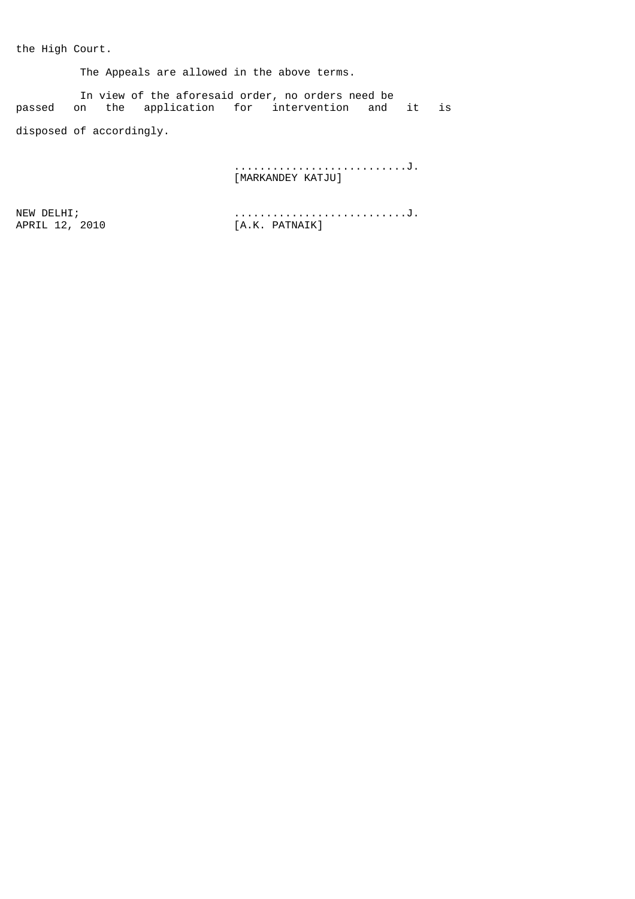the High Court.

The Appeals are allowed in the above terms.

In view of the aforesaid order, no orders need be passed on the application for intervention and it is disposed of accordingly.

...........................J.
[MARKANDEY KATJU]

NEW DELHI;
APRIL 12, 2010

...........................J.
[A.K. PATNAIK]